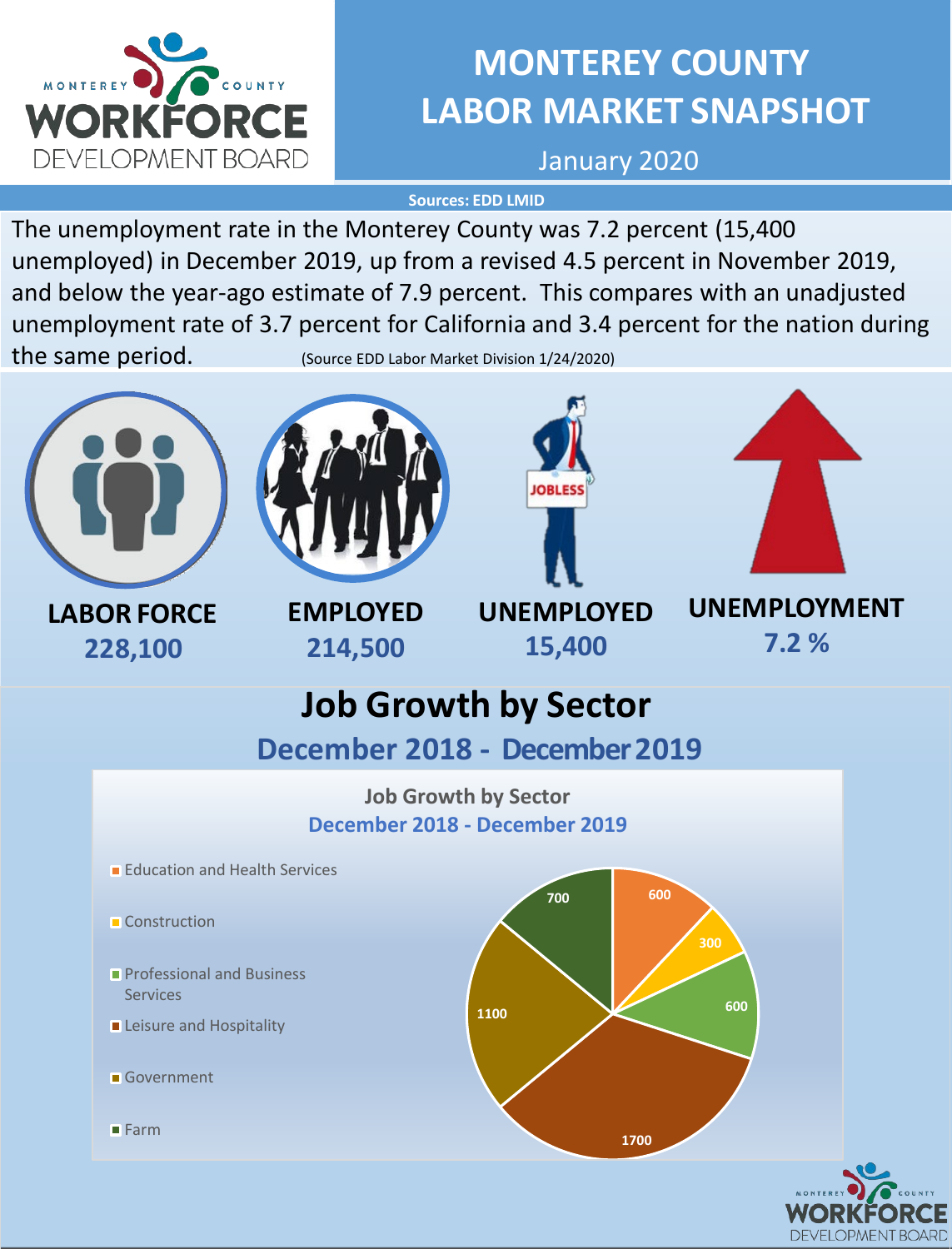# MONTEREY COUNTY LABOR MARKET SNAPSHOT

January 2020

**Sources: EDD LMID**

The unemployment rate in the Monterey County was 7.2 percent (15,400 unemployed) in December 2019, up from a revised 4.5 percent in November 2019, and below the year-ago estimate of 7.9 percent. This compares with an unadjusted unemployment rate of 3.7 percent for California and 3.4 percent for the nation during the same period. (Source EDD Labor Market Division 1/24/2020)

| LABOR FORCE | EMPLOYED | UNEMPLOYED | UNEMPLOYMENT |
|---|---|---|---|
| 228,100 | 214,500 | 15,400 | 7.2 % |

## Job Growth by Sector

### December 2018 - December 2019

**Job Growth by Sector**
**December 2018 - December 2019**

| Sector | Jobs |
|---|---|
| Education and Health Services | 600 |
| Construction | 300 |
| Professional and Business Services | 600 |
| Leisure and Hospitality | 1700 |
| Government | 1100 |
| Farm | 700 |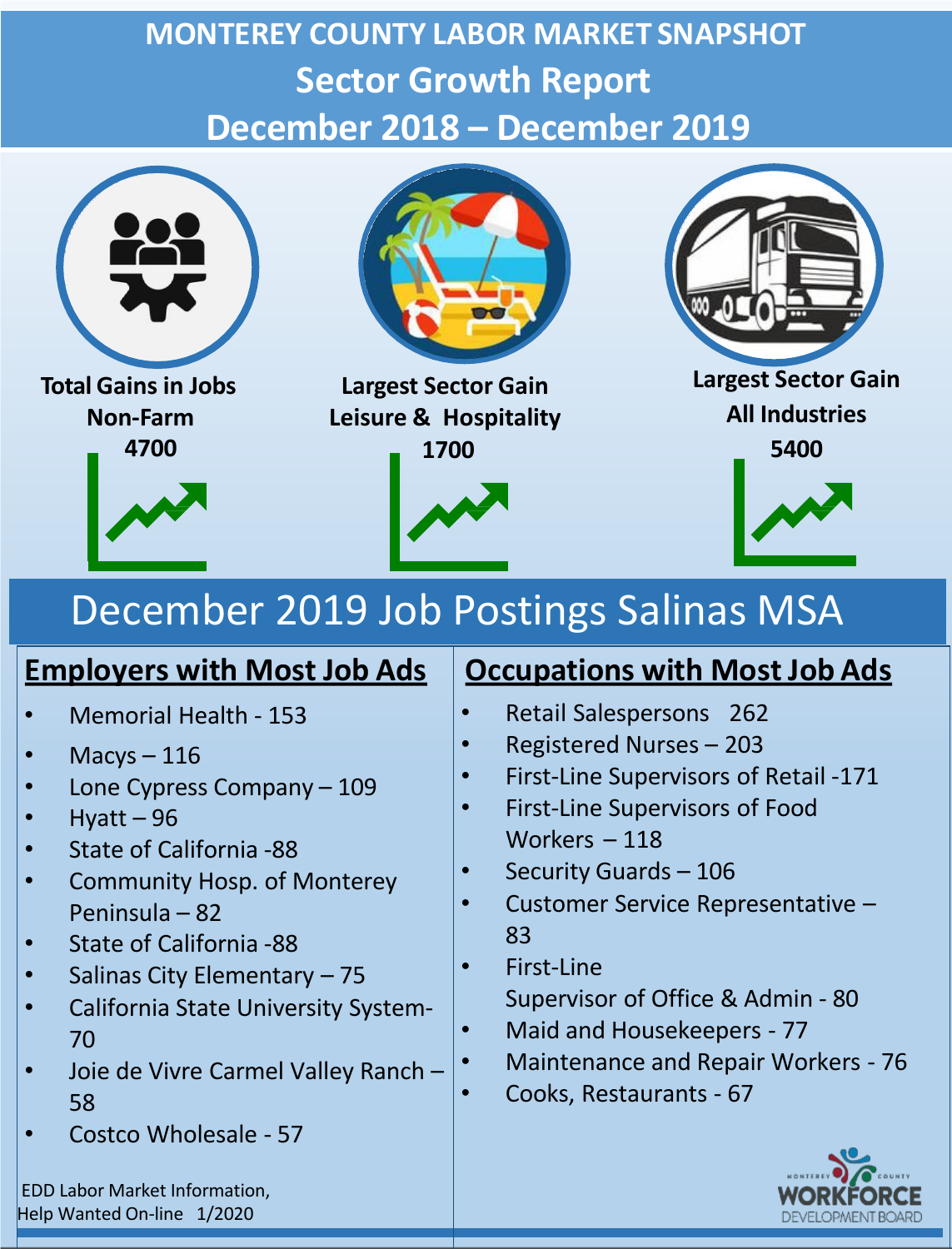# MONTEREY COUNTY LABOR MARKET SNAPSHOT

## Sector Growth Report

## December 2018 – December 2019

**Total Gains in Jobs Non-Farm 4700**

**Largest Sector Gain Leisure & Hospitality 1700**

**Largest Sector Gain All Industries 5400**

## December 2019 Job Postings Salinas MSA

### Employers with Most Job Ads

- Memorial Health - 153
- Macys – 116
- Lone Cypress Company – 109
- Hyatt – 96
- State of California -88
- Community Hosp. of Monterey Peninsula – 82
- State of California -88
- Salinas City Elementary – 75
- California State University System- 70
- Joie de Vivre Carmel Valley Ranch – 58
- Costco Wholesale - 57

### Occupations with Most Job Ads

- Retail Salespersons 262
- Registered Nurses – 203
- First-Line Supervisors of Retail -171
- First-Line Supervisors of Food Workers – 118
- Security Guards – 106
- Customer Service Representative – 83
- First-Line Supervisor of Office & Admin - 80
- Maid and Housekeepers - 77
- Maintenance and Repair Workers - 76
- Cooks, Restaurants - 67

EDD Labor Market Information, Help Wanted On-line 1/2020

MONTEREY COUNTY WORKFORCE DEVELOPMENT BOARD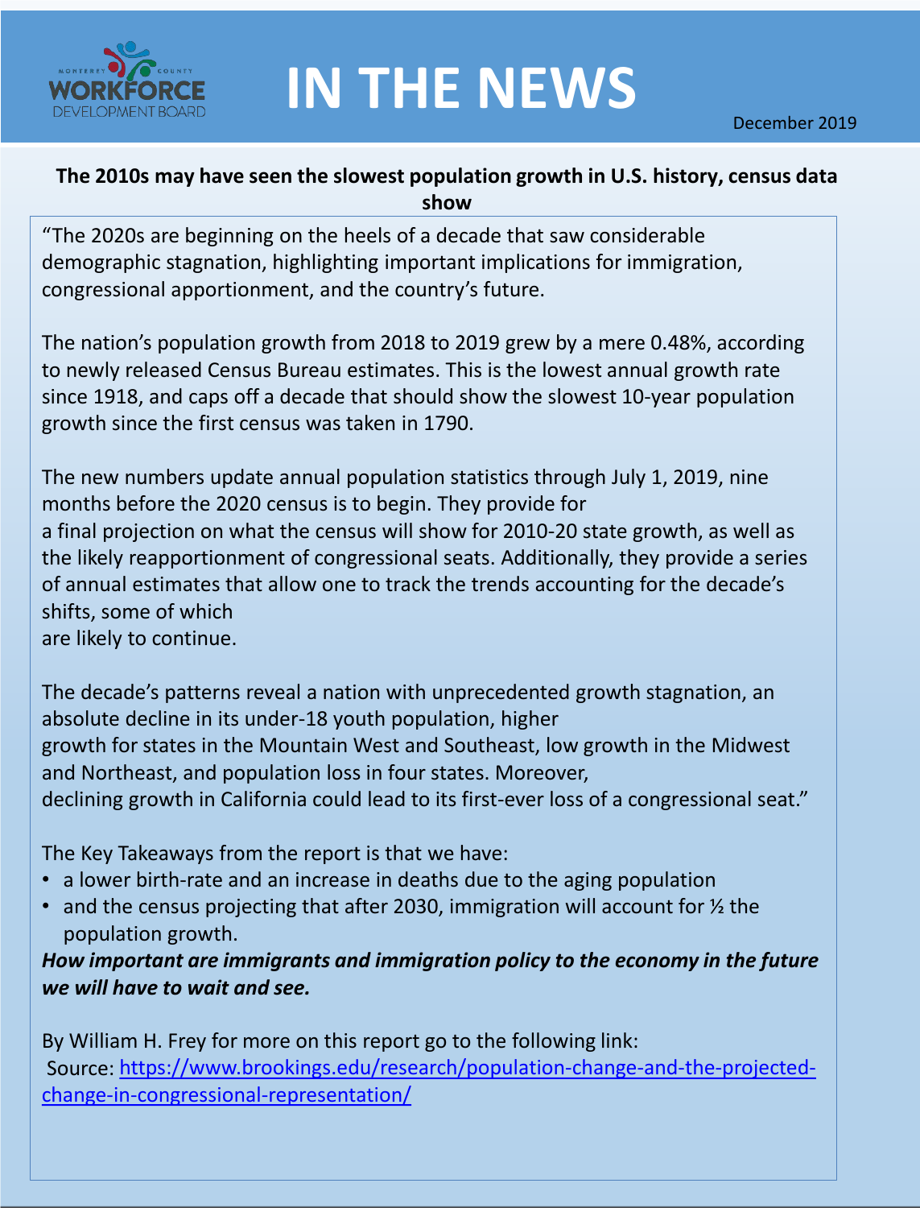# IN THE NEWS

MONTEREY COUNTY WORKFORCE DEVELOPMENT BOARD

December 2019

## The 2010s may have seen the slowest population growth in U.S. history, census data show

"The 2020s are beginning on the heels of a decade that saw considerable demographic stagnation, highlighting important implications for immigration, congressional apportionment, and the country's future.

The nation's population growth from 2018 to 2019 grew by a mere 0.48%, according to newly released Census Bureau estimates. This is the lowest annual growth rate since 1918, and caps off a decade that should show the slowest 10-year population growth since the first census was taken in 1790.

The new numbers update annual population statistics through July 1, 2019, nine months before the 2020 census is to begin. They provide for a final projection on what the census will show for 2010-20 state growth, as well as the likely reapportionment of congressional seats. Additionally, they provide a series of annual estimates that allow one to track the trends accounting for the decade's shifts, some of which are likely to continue.

The decade's patterns reveal a nation with unprecedented growth stagnation, an absolute decline in its under-18 youth population, higher growth for states in the Mountain West and Southeast, low growth in the Midwest and Northeast, and population loss in four states. Moreover, declining growth in California could lead to its first-ever loss of a congressional seat."

The Key Takeaways from the report is that we have:

- a lower birth-rate and an increase in deaths due to the aging population
- and the census projecting that after 2030, immigration will account for ½ the population growth.

***How important are immigrants and immigration policy to the economy in the future we will have to wait and see.***

By William H. Frey for more on this report go to the following link:
Source: [https://www.brookings.edu/research/population-change-and-the-projected-change-in-congressional-representation/](https://www.brookings.edu/research/population-change-and-the-projected-change-in-congressional-representation/)